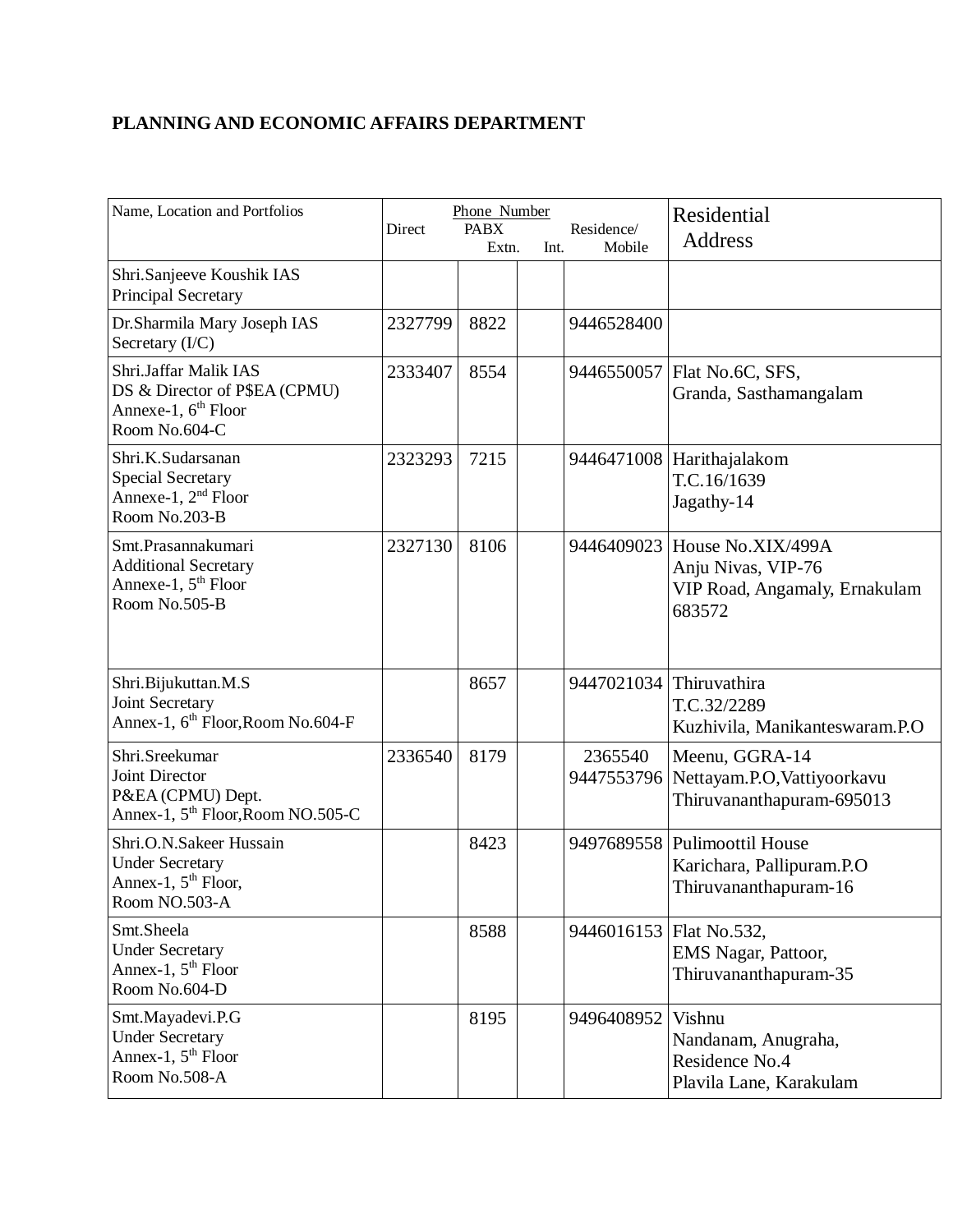**PLANNING AND ECONOMIC AFFAIRS DEPARTMENT**

| Name, Location and Portfolios | Phone Number Direct | PABX Extn. | Int. | Residence/ Mobile | Residential Address |
|---|---|---|---|---|---|
| Shri.Sanjeeve Koushik IAS<br>Principal Secretary | | | | | |
| Dr.Sharmila Mary Joseph IAS<br>Secretary (I/C) | 2327799 | 8822 | | 9446528400 | |
| Shri.Jaffar Malik IAS<br>DS & Director of P$EA (CPMU)<br>Annexe-1, 6th Floor<br>Room No.604-C | 2333407 | 8554 | | 9446550057 | Flat No.6C, SFS,<br>Granda, Sasthamangalam |
| Shri.K.Sudarsanan<br>Special Secretary<br>Annexe-1, 2nd Floor<br>Room No.203-B | 2323293 | 7215 | | 9446471008 | Harithajalakom<br>T.C.16/1639<br>Jagathy-14 |
| Smt.Prasannakumari<br>Additional Secretary<br>Annexe-1, 5th Floor<br>Room No.505-B | 2327130 | 8106 | | 9446409023 | House No.XIX/499A<br>Anju Nivas, VIP-76<br>VIP Road, Angamaly, Ernakulam<br>683572 |
| Shri.Bijukuttan.M.S<br>Joint Secretary<br>Annex-1, 6th Floor,Room No.604-F | | 8657 | | 9447021034 | Thiruvathira<br>T.C.32/2289<br>Kuzhivila, Manikanteswaram.P.O |
| Shri.Sreekumar<br>Joint Director<br>P&EA (CPMU) Dept.<br>Annex-1, 5th Floor,Room NO.505-C | 2336540 | 8179 | | 2365540<br>9447553796 | Meenu, GGRA-14<br>Nettayam.P.O,Vattiyoorkavu<br>Thiruvananthapuram-695013 |
| Shri.O.N.Sakeer Hussain<br>Under Secretary<br>Annex-1, 5th Floor,<br>Room NO.503-A | | 8423 | | 9497689558 | Pulimoottil House<br>Karichara, Pallipuram.P.O<br>Thiruvananthapuram-16 |
| Smt.Sheela<br>Under Secretary<br>Annex-1, 5th Floor<br>Room No.604-D | | 8588 | | 9446016153 | Flat No.532,<br>EMS Nagar, Pattoor,<br>Thiruvananthapuram-35 |
| Smt.Mayadevi.P.G<br>Under Secretary<br>Annex-1, 5th Floor<br>Room No.508-A | | 8195 | | 9496408952 | Vishnu<br>Nandanam, Anugraha,<br>Residence No.4<br>Plavila Lane, Karakulam |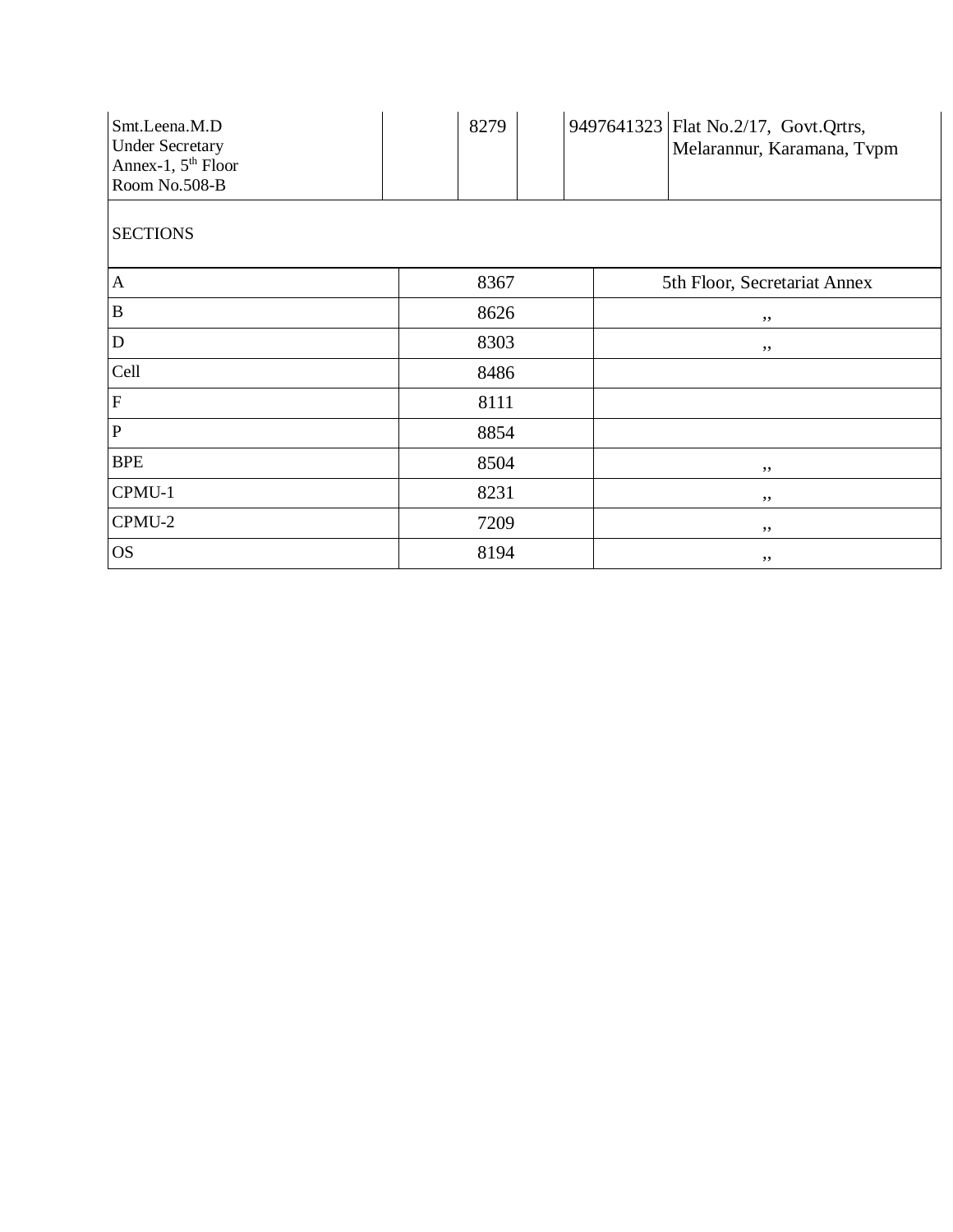| | | | | | |
|---|---|---|---|---|---|
| Smt.Leena.M.D<br>Under Secretary<br>Annex-1, 5th Floor<br>Room No.508-B | | 8279 | | 9497641323 | Flat No.2/17, Govt.Qrtrs, Melarannur, Karamana, Tvpm |

SECTIONS

| | | |
|---|---|---|
| A | 8367 | 5th Floor, Secretariat Annex |
| B | 8626 | ,, |
| D | 8303 | ,, |
| Cell | 8486 | |
| F | 8111 | |
| P | 8854 | |
| BPE | 8504 | ,, |
| CPMU-1 | 8231 | ,, |
| CPMU-2 | 7209 | ,, |
| OS | 8194 | ,, |